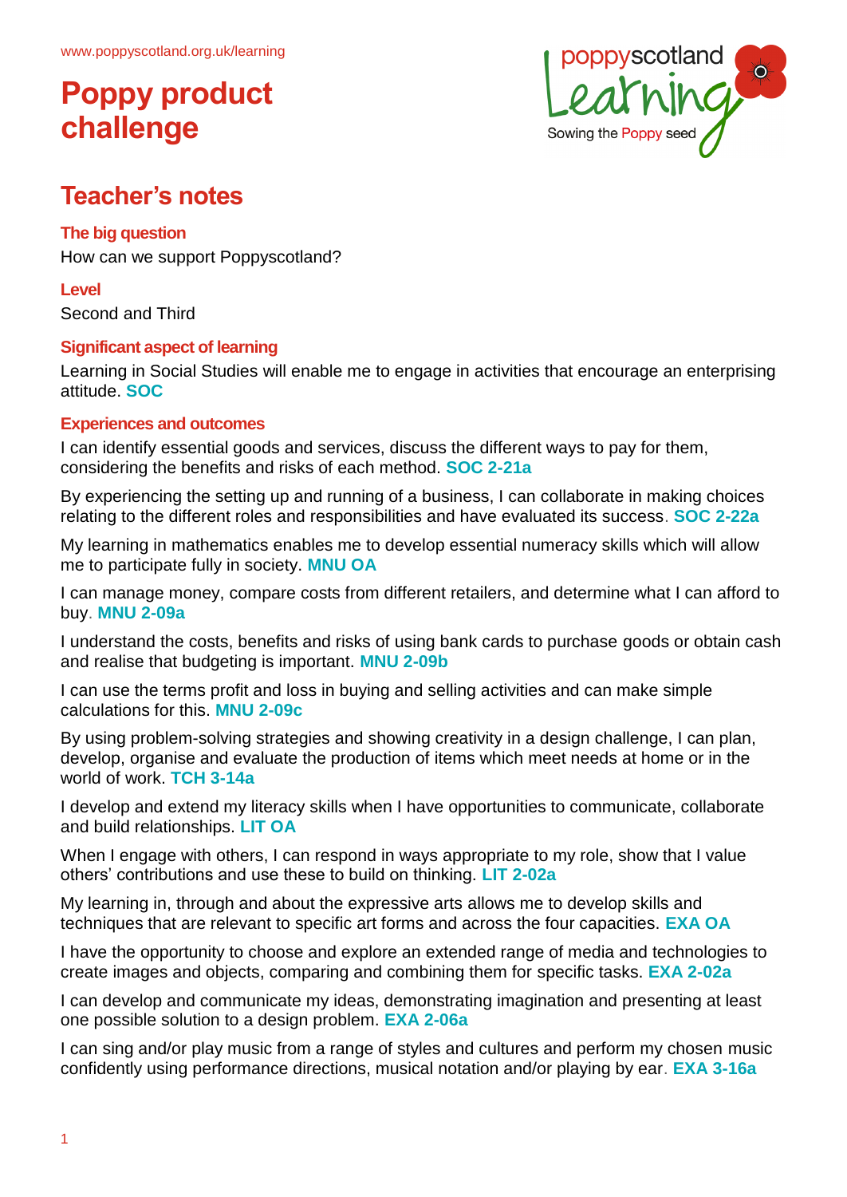www.poppyscotland.org.uk/learning

# Poppy product challenge

## Teacher's notes

### The big question

How can we support Poppyscotland?

### Level

Second and Third

### Significant aspect of learning

Learning in Social Studies will enable me to engage in activities that encourage an enterprising attitude. **SOC**

### Experiences and outcomes

I can identify essential goods and services, discuss the different ways to pay for them, considering the benefits and risks of each method. **SOC 2-21a**

By experiencing the setting up and running of a business, I can collaborate in making choices relating to the different roles and responsibilities and have evaluated its success. **SOC 2-22a**

My learning in mathematics enables me to develop essential numeracy skills which will allow me to participate fully in society. **MNU OA**

I can manage money, compare costs from different retailers, and determine what I can afford to buy. **MNU 2-09a**

I understand the costs, benefits and risks of using bank cards to purchase goods or obtain cash and realise that budgeting is important. **MNU 2-09b**

I can use the terms profit and loss in buying and selling activities and can make simple calculations for this. **MNU 2-09c**

By using problem-solving strategies and showing creativity in a design challenge, I can plan, develop, organise and evaluate the production of items which meet needs at home or in the world of work. **TCH 3-14a**

I develop and extend my literacy skills when I have opportunities to communicate, collaborate and build relationships. **LIT OA**

When I engage with others, I can respond in ways appropriate to my role, show that I value others' contributions and use these to build on thinking. **LIT 2-02a**

My learning in, through and about the expressive arts allows me to develop skills and techniques that are relevant to specific art forms and across the four capacities. **EXA OA**

I have the opportunity to choose and explore an extended range of media and technologies to create images and objects, comparing and combining them for specific tasks. **EXA 2-02a**

I can develop and communicate my ideas, demonstrating imagination and presenting at least one possible solution to a design problem. **EXA 2-06a**

I can sing and/or play music from a range of styles and cultures and perform my chosen music confidently using performance directions, musical notation and/or playing by ear. **EXA 3-16a**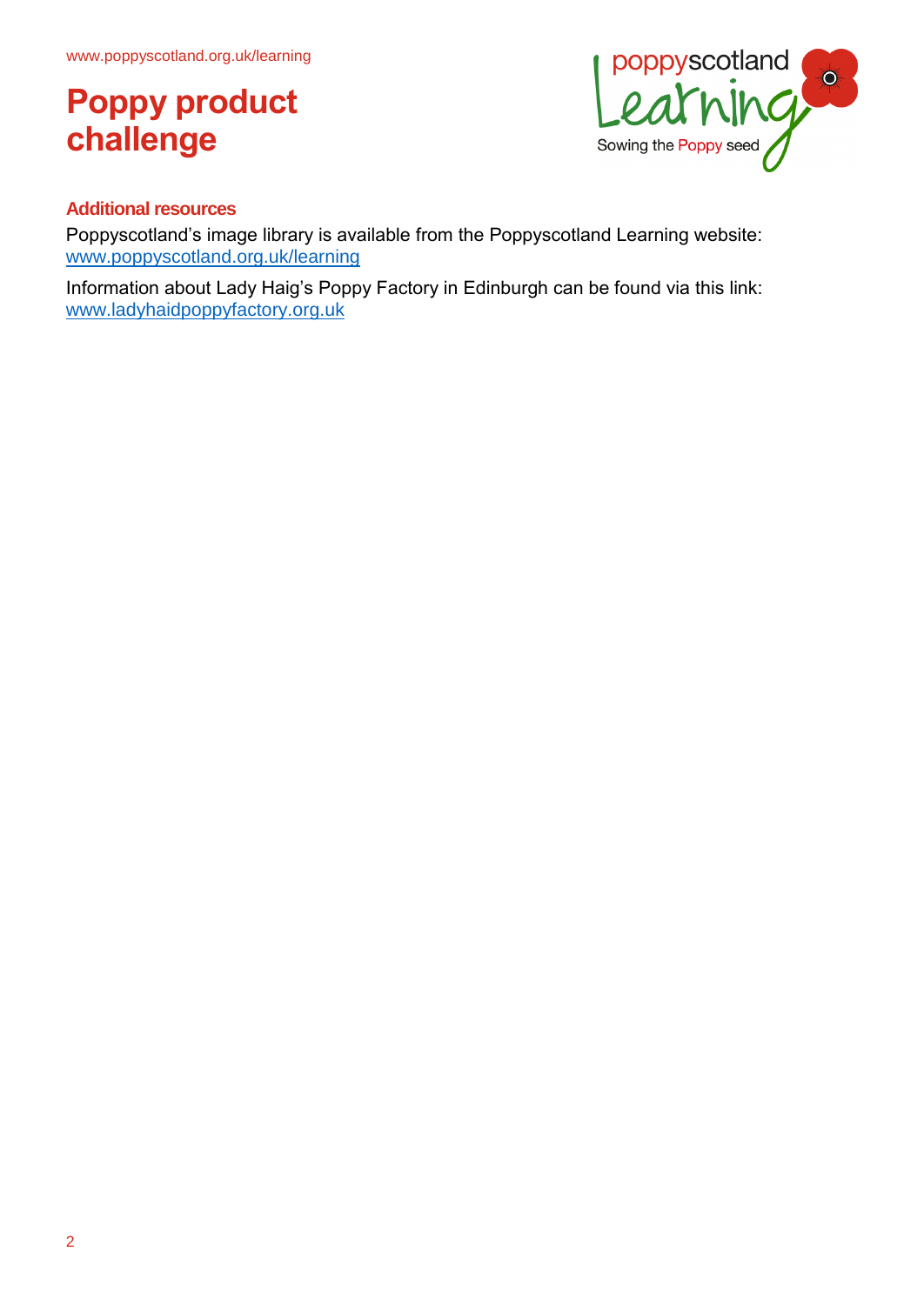# Poppy product challenge

## Additional resources

Poppyscotland's image library is available from the Poppyscotland Learning website: www.poppyscotland.org.uk/learning

Information about Lady Haig's Poppy Factory in Edinburgh can be found via this link: www.ladyhaidpoppyfactory.org.uk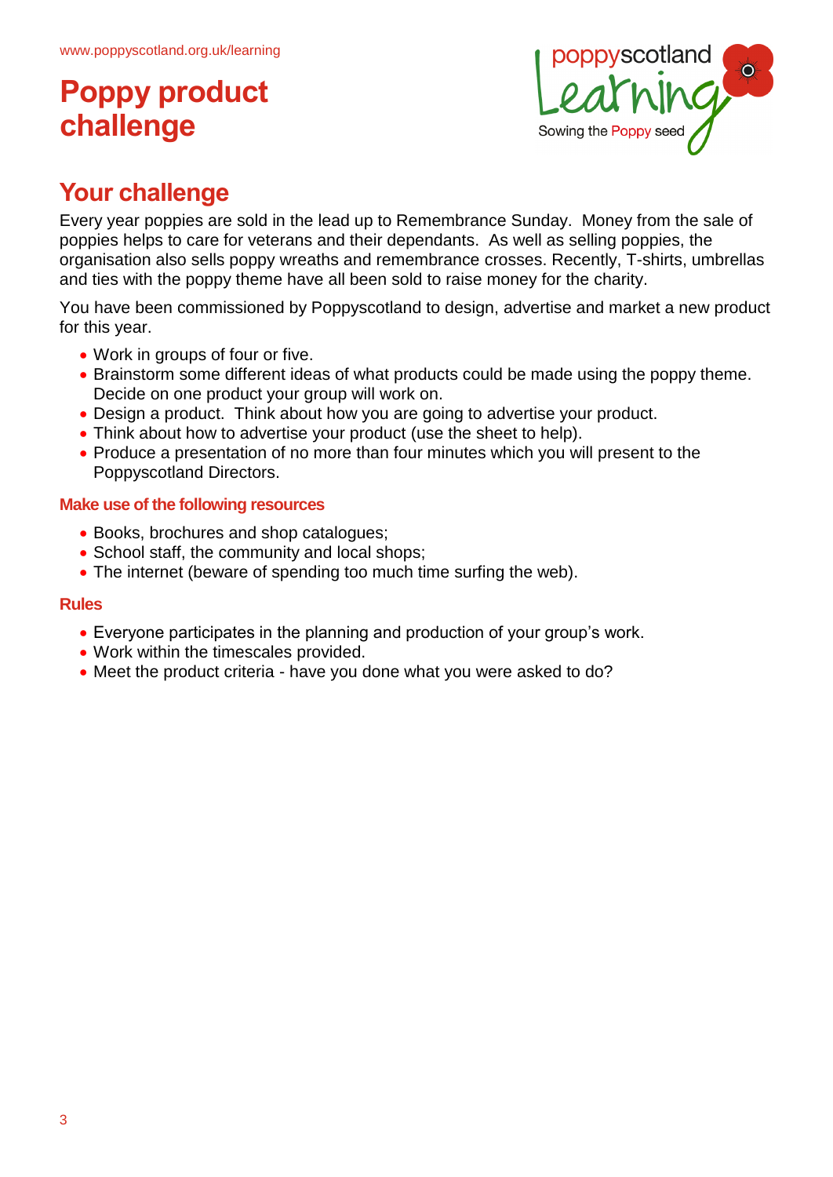# Poppy product challenge

## Your challenge

Every year poppies are sold in the lead up to Remembrance Sunday. Money from the sale of poppies helps to care for veterans and their dependants. As well as selling poppies, the organisation also sells poppy wreaths and remembrance crosses. Recently, T-shirts, umbrellas and ties with the poppy theme have all been sold to raise money for the charity.

You have been commissioned by Poppyscotland to design, advertise and market a new product for this year.

- Work in groups of four or five.
- Brainstorm some different ideas of what products could be made using the poppy theme. Decide on one product your group will work on.
- Design a product. Think about how you are going to advertise your product.
- Think about how to advertise your product (use the sheet to help).
- Produce a presentation of no more than four minutes which you will present to the Poppyscotland Directors.

### Make use of the following resources

- Books, brochures and shop catalogues;
- School staff, the community and local shops;
- The internet (beware of spending too much time surfing the web).

### Rules

- Everyone participates in the planning and production of your group's work.
- Work within the timescales provided.
- Meet the product criteria - have you done what you were asked to do?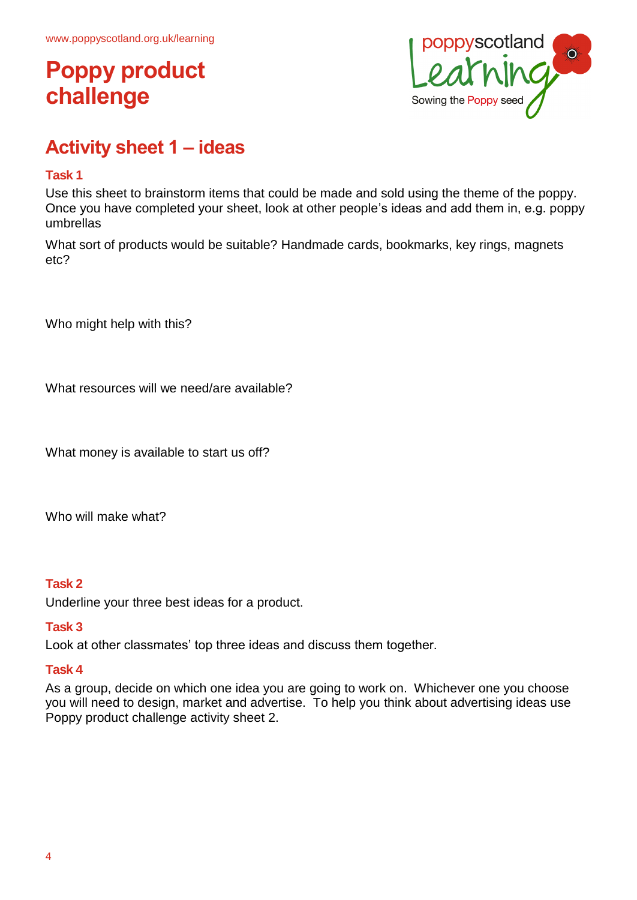# Poppy product challenge

## Activity sheet 1 – ideas

### Task 1

Use this sheet to brainstorm items that could be made and sold using the theme of the poppy. Once you have completed your sheet, look at other people's ideas and add them in, e.g. poppy umbrellas

What sort of products would be suitable? Handmade cards, bookmarks, key rings, magnets etc?

Who might help with this?

What resources will we need/are available?

What money is available to start us off?

Who will make what?

### Task 2

Underline your three best ideas for a product.

### Task 3

Look at other classmates' top three ideas and discuss them together.

### Task 4

As a group, decide on which one idea you are going to work on. Whichever one you choose you will need to design, market and advertise. To help you think about advertising ideas use Poppy product challenge activity sheet 2.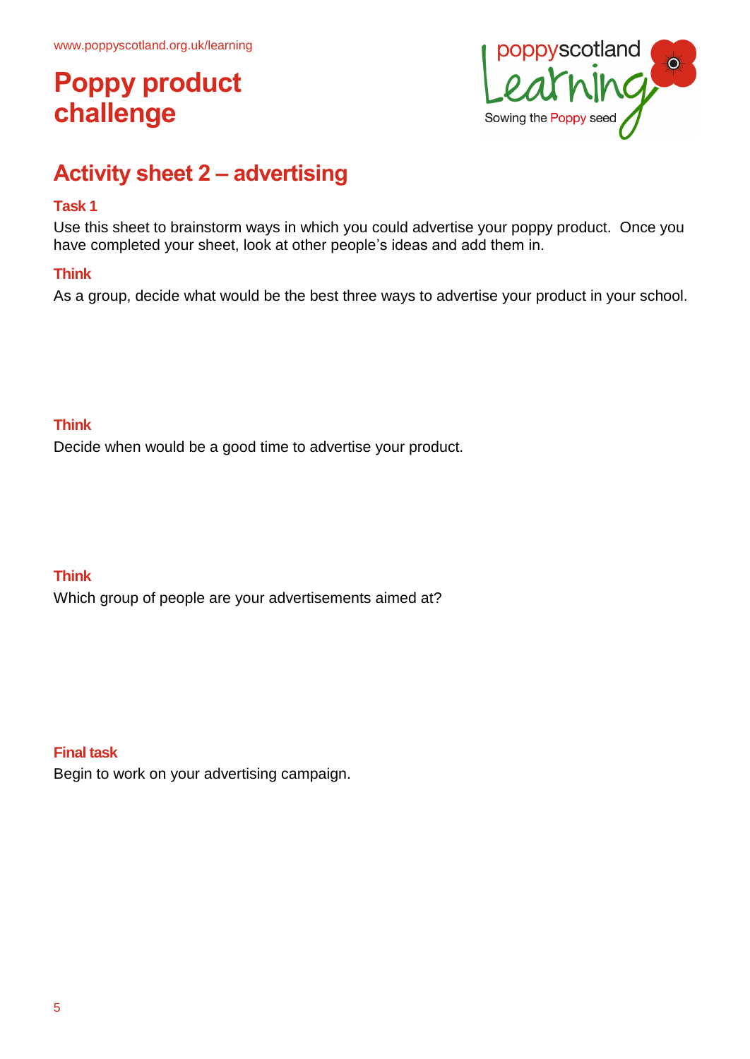www.poppyscotland.org.uk/learning

# Poppy product challenge

## Activity sheet 2 – advertising

### Task 1

Use this sheet to brainstorm ways in which you could advertise your poppy product. Once you have completed your sheet, look at other people's ideas and add them in.

### Think

As a group, decide what would be the best three ways to advertise your product in your school.

### Think

Decide when would be a good time to advertise your product.

### Think

Which group of people are your advertisements aimed at?

### Final task

Begin to work on your advertising campaign.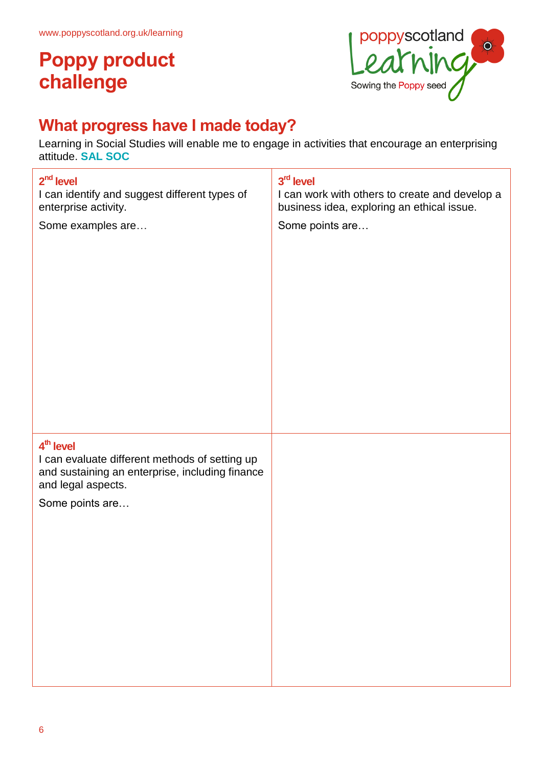www.poppyscotland.org.uk/learning

# Poppy product challenge

poppyscotland Learning

Sowing the Poppy seed

## What progress have I made today?

Learning in Social Studies will enable me to engage in activities that encourage an enterprising attitude. **SAL SOC**

| **2nd level**<br>I can identify and suggest different types of enterprise activity.<br>Some examples are… | **3rd level**<br>I can work with others to create and develop a business idea, exploring an ethical issue.<br>Some points are… |
| --- | --- |
| **4th level**<br>I can evaluate different methods of setting up and sustaining an enterprise, including finance and legal aspects.<br>Some points are… | |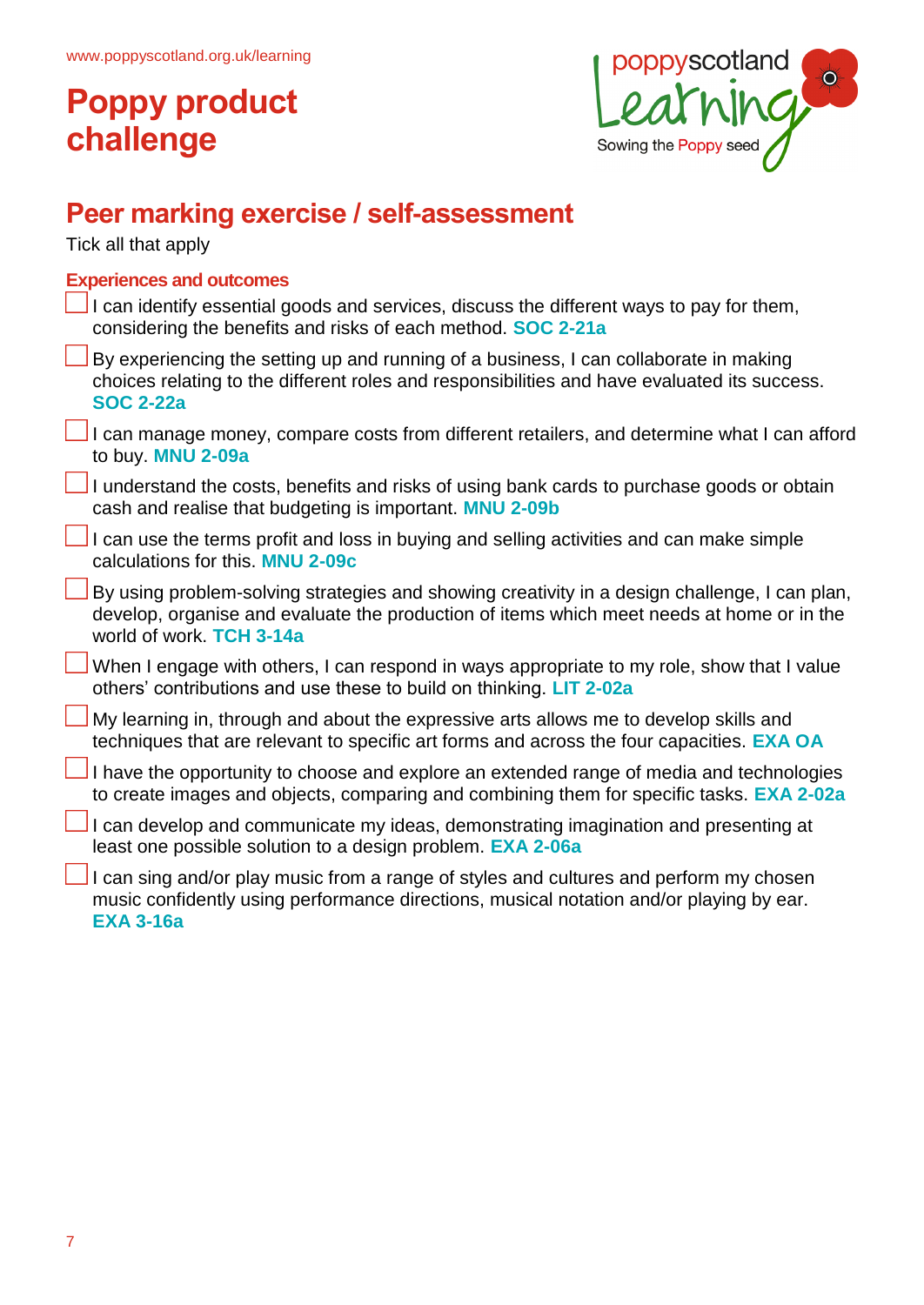www.poppyscotland.org.uk/learning

# Poppy product challenge

## Peer marking exercise / self-assessment

Tick all that apply

### Experiences and outcomes

- ☐ I can identify essential goods and services, discuss the different ways to pay for them, considering the benefits and risks of each method. **SOC 2-21a**
- ☐ By experiencing the setting up and running of a business, I can collaborate in making choices relating to the different roles and responsibilities and have evaluated its success. **SOC 2-22a**
- ☐ I can manage money, compare costs from different retailers, and determine what I can afford to buy. **MNU 2-09a**
- ☐ I understand the costs, benefits and risks of using bank cards to purchase goods or obtain cash and realise that budgeting is important. **MNU 2-09b**
- ☐ I can use the terms profit and loss in buying and selling activities and can make simple calculations for this. **MNU 2-09c**
- ☐ By using problem-solving strategies and showing creativity in a design challenge, I can plan, develop, organise and evaluate the production of items which meet needs at home or in the world of work. **TCH 3-14a**
- ☐ When I engage with others, I can respond in ways appropriate to my role, show that I value others' contributions and use these to build on thinking. **LIT 2-02a**
- ☐ My learning in, through and about the expressive arts allows me to develop skills and techniques that are relevant to specific art forms and across the four capacities. **EXA OA**
- ☐ I have the opportunity to choose and explore an extended range of media and technologies to create images and objects, comparing and combining them for specific tasks. **EXA 2-02a**
- ☐ I can develop and communicate my ideas, demonstrating imagination and presenting at least one possible solution to a design problem. **EXA 2-06a**
- ☐ I can sing and/or play music from a range of styles and cultures and perform my chosen music confidently using performance directions, musical notation and/or playing by ear. **EXA 3-16a**